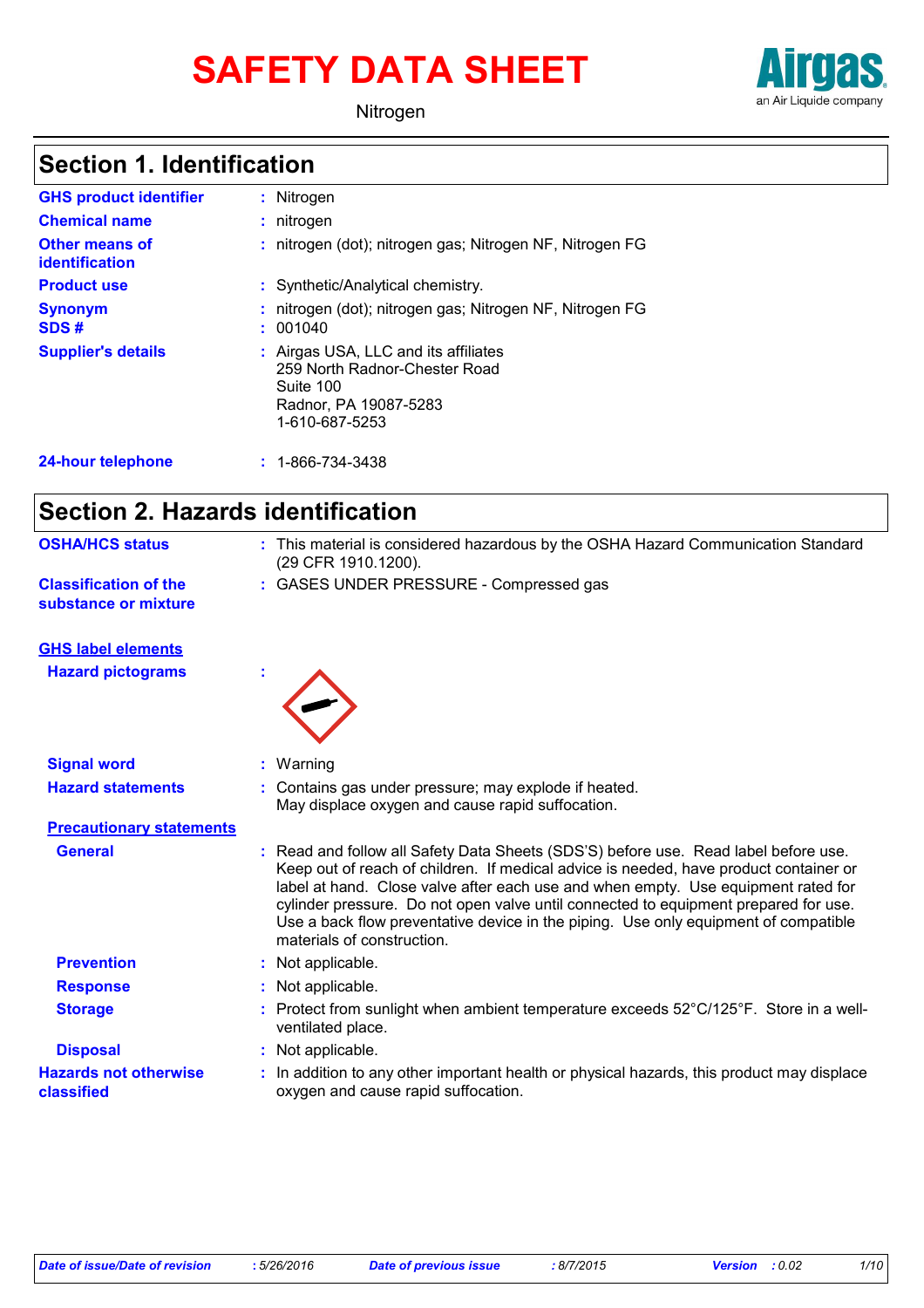# SAFETY DATA SHEET

Nitrogen

Airgas
an Air Liquide company

## Section 1. Identification

| | | |
|---|---|---|
| **GHS product identifier** | : | Nitrogen |
| **Chemical name** | : | nitrogen |
| **Other means of identification** | : | nitrogen (dot); nitrogen gas; Nitrogen NF, Nitrogen FG |
| **Product use** | : | Synthetic/Analytical chemistry. |
| **Synonym** | : | nitrogen (dot); nitrogen gas; Nitrogen NF, Nitrogen FG |
| **SDS #** | : | 001040 |
| **Supplier's details** | : | Airgas USA, LLC and its affiliates<br>259 North Radnor-Chester Road<br>Suite 100<br>Radnor, PA 19087-5283<br>1-610-687-5253 |
| **24-hour telephone** | : | 1-866-734-3438 |

## Section 2. Hazards identification

**OSHA/HCS status** : This material is considered hazardous by the OSHA Hazard Communication Standard (29 CFR 1910.1200).

**Classification of the substance or mixture** : GASES UNDER PRESSURE - Compressed gas

**GHS label elements**

**Hazard pictograms** :

**Signal word** : Warning

**Hazard statements** : Contains gas under pressure; may explode if heated.
May displace oxygen and cause rapid suffocation.

**Precautionary statements**

**General** : Read and follow all Safety Data Sheets (SDS'S) before use. Read label before use. Keep out of reach of children. If medical advice is needed, have product container or label at hand. Close valve after each use and when empty. Use equipment rated for cylinder pressure. Do not open valve until connected to equipment prepared for use. Use a back flow preventative device in the piping. Use only equipment of compatible materials of construction.

**Prevention** : Not applicable.

**Response** : Not applicable.

**Storage** : Protect from sunlight when ambient temperature exceeds 52°C/125°F. Store in a well-ventilated place.

**Disposal** : Not applicable.

**Hazards not otherwise classified** : In addition to any other important health or physical hazards, this product may displace oxygen and cause rapid suffocation.

*Date of issue/Date of revision* : 5/26/2016 *Date of previous issue* : 8/7/2015 *Version* : 0.02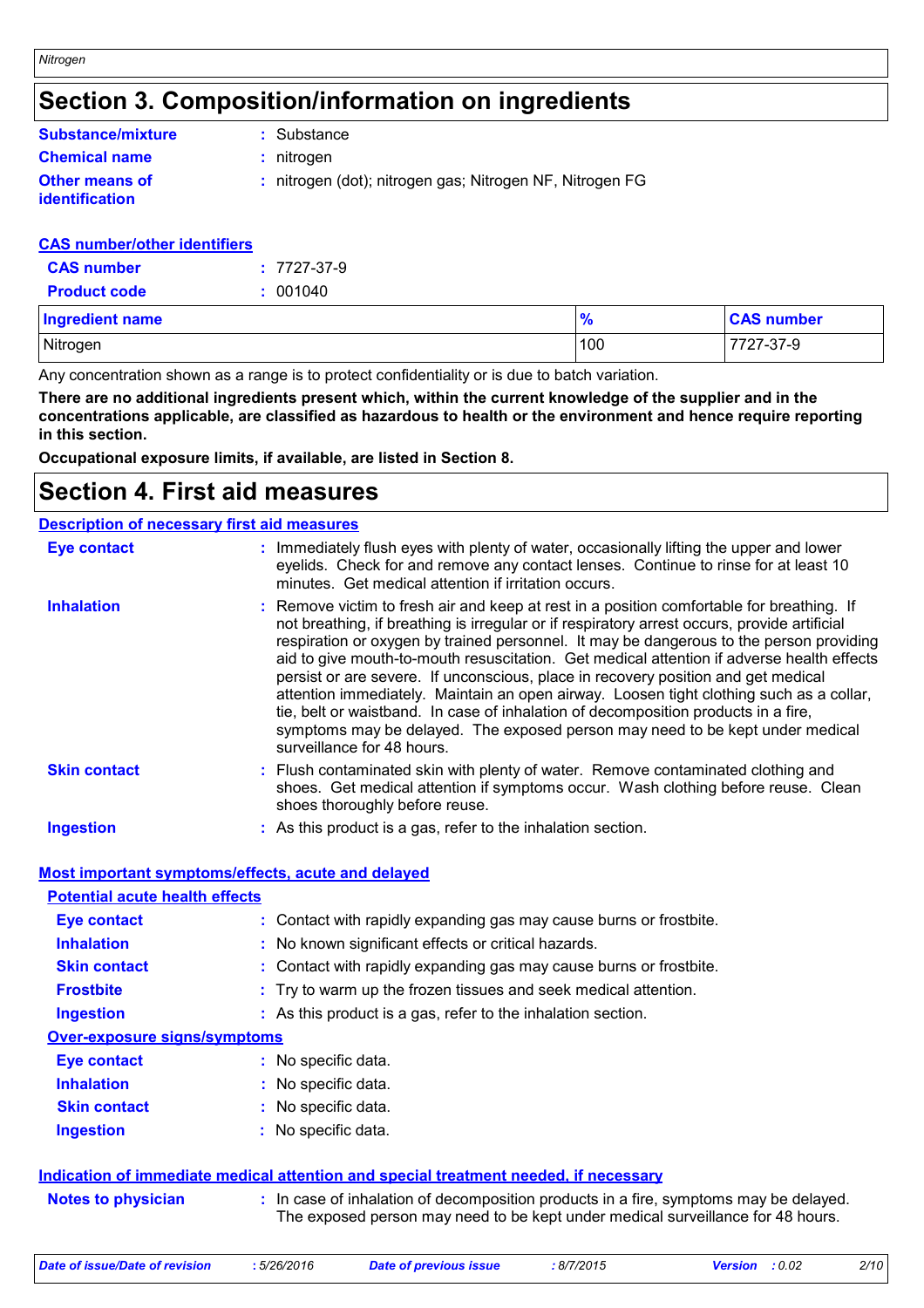# Section 3. Composition/information on ingredients

**Substance/mixture** : Substance

**Chemical name** : nitrogen

**Other means of identification** : nitrogen (dot); nitrogen gas; Nitrogen NF, Nitrogen FG

**CAS number/other identifiers**

**CAS number** : 7727-37-9

**Product code** : 001040

| Ingredient name | % | CAS number |
| --- | --- | --- |
| Nitrogen | 100 | 7727-37-9 |

Any concentration shown as a range is to protect confidentiality or is due to batch variation.

**There are no additional ingredients present which, within the current knowledge of the supplier and in the concentrations applicable, are classified as hazardous to health or the environment and hence require reporting in this section.**

**Occupational exposure limits, if available, are listed in Section 8.**

# Section 4. First aid measures

**Description of necessary first aid measures**

**Eye contact** : Immediately flush eyes with plenty of water, occasionally lifting the upper and lower eyelids. Check for and remove any contact lenses. Continue to rinse for at least 10 minutes. Get medical attention if irritation occurs.

**Inhalation** : Remove victim to fresh air and keep at rest in a position comfortable for breathing. If not breathing, if breathing is irregular or if respiratory arrest occurs, provide artificial respiration or oxygen by trained personnel. It may be dangerous to the person providing aid to give mouth-to-mouth resuscitation. Get medical attention if adverse health effects persist or are severe. If unconscious, place in recovery position and get medical attention immediately. Maintain an open airway. Loosen tight clothing such as a collar, tie, belt or waistband. In case of inhalation of decomposition products in a fire, symptoms may be delayed. The exposed person may need to be kept under medical surveillance for 48 hours.

**Skin contact** : Flush contaminated skin with plenty of water. Remove contaminated clothing and shoes. Get medical attention if symptoms occur. Wash clothing before reuse. Clean shoes thoroughly before reuse.

**Ingestion** : As this product is a gas, refer to the inhalation section.

**Most important symptoms/effects, acute and delayed**

**Potential acute health effects**

**Eye contact** : Contact with rapidly expanding gas may cause burns or frostbite.

**Inhalation** : No known significant effects or critical hazards.

**Skin contact** : Contact with rapidly expanding gas may cause burns or frostbite.

**Frostbite** : Try to warm up the frozen tissues and seek medical attention.

**Ingestion** : As this product is a gas, refer to the inhalation section.

**Over-exposure signs/symptoms**

**Eye contact** : No specific data.

**Inhalation** : No specific data.

**Skin contact** : No specific data.

**Ingestion** : No specific data.

**Indication of immediate medical attention and special treatment needed, if necessary**

**Notes to physician** : In case of inhalation of decomposition products in a fire, symptoms may be delayed. The exposed person may need to be kept under medical surveillance for 48 hours.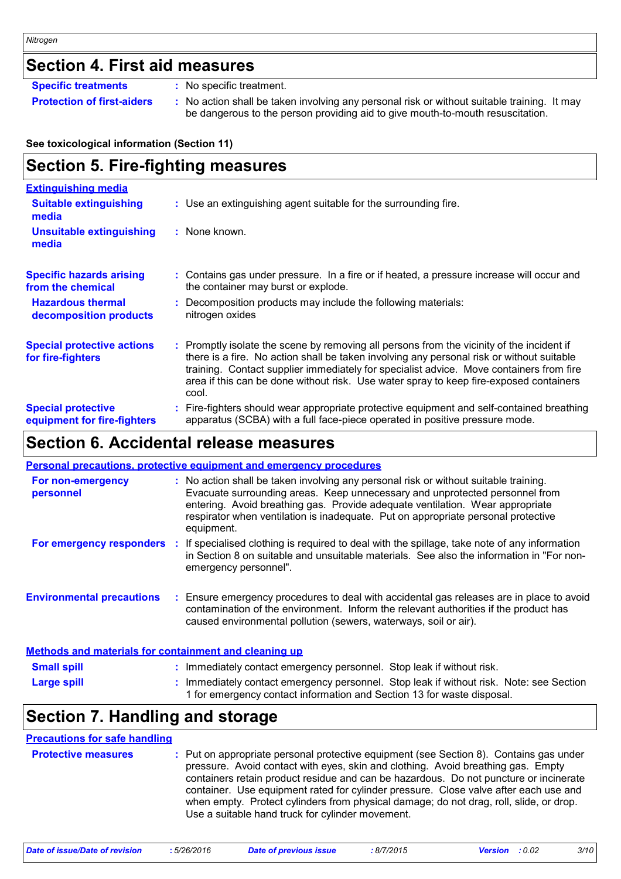## Section 4. First aid measures

**Specific treatments** : No specific treatment.

**Protection of first-aiders** : No action shall be taken involving any personal risk or without suitable training. It may be dangerous to the person providing aid to give mouth-to-mouth resuscitation.

**See toxicological information (Section 11)**

## Section 5. Fire-fighting measures

**Extinguishing media**

**Suitable extinguishing media** : Use an extinguishing agent suitable for the surrounding fire.

**Unsuitable extinguishing media** : None known.

**Specific hazards arising from the chemical** : Contains gas under pressure. In a fire or if heated, a pressure increase will occur and the container may burst or explode.

**Hazardous thermal decomposition products** : Decomposition products may include the following materials: nitrogen oxides

**Special protective actions for fire-fighters** : Promptly isolate the scene by removing all persons from the vicinity of the incident if there is a fire. No action shall be taken involving any personal risk or without suitable training. Contact supplier immediately for specialist advice. Move containers from fire area if this can be done without risk. Use water spray to keep fire-exposed containers cool.

**Special protective equipment for fire-fighters** : Fire-fighters should wear appropriate protective equipment and self-contained breathing apparatus (SCBA) with a full face-piece operated in positive pressure mode.

## Section 6. Accidental release measures

**Personal precautions, protective equipment and emergency procedures**

**For non-emergency personnel** : No action shall be taken involving any personal risk or without suitable training. Evacuate surrounding areas. Keep unnecessary and unprotected personnel from entering. Avoid breathing gas. Provide adequate ventilation. Wear appropriate respirator when ventilation is inadequate. Put on appropriate personal protective equipment.

**For emergency responders** : If specialised clothing is required to deal with the spillage, take note of any information in Section 8 on suitable and unsuitable materials. See also the information in "For non-emergency personnel".

**Environmental precautions** : Ensure emergency procedures to deal with accidental gas releases are in place to avoid contamination of the environment. Inform the relevant authorities if the product has caused environmental pollution (sewers, waterways, soil or air).

**Methods and materials for containment and cleaning up**

**Small spill** : Immediately contact emergency personnel. Stop leak if without risk.

**Large spill** : Immediately contact emergency personnel. Stop leak if without risk. Note: see Section 1 for emergency contact information and Section 13 for waste disposal.

## Section 7. Handling and storage

**Precautions for safe handling**

**Protective measures** : Put on appropriate personal protective equipment (see Section 8). Contains gas under pressure. Avoid contact with eyes, skin and clothing. Avoid breathing gas. Empty containers retain product residue and can be hazardous. Do not puncture or incinerate container. Use equipment rated for cylinder pressure. Close valve after each use and when empty. Protect cylinders from physical damage; do not drag, roll, slide, or drop. Use a suitable hand truck for cylinder movement.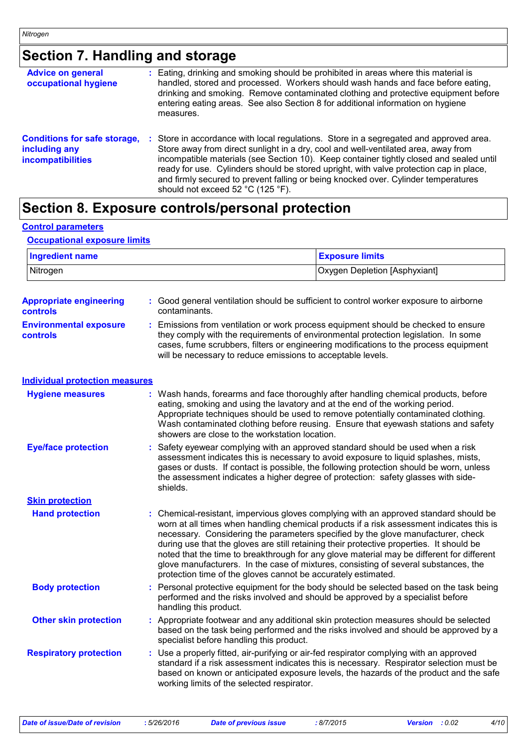## Section 7. Handling and storage

**Advice on general occupational hygiene**
: Eating, drinking and smoking should be prohibited in areas where this material is handled, stored and processed. Workers should wash hands and face before eating, drinking and smoking. Remove contaminated clothing and protective equipment before entering eating areas. See also Section 8 for additional information on hygiene measures.

**Conditions for safe storage, including any incompatibilities**
: Store in accordance with local regulations. Store in a segregated and approved area. Store away from direct sunlight in a dry, cool and well-ventilated area, away from incompatible materials (see Section 10). Keep container tightly closed and sealed until ready for use. Cylinders should be stored upright, with valve protection cap in place, and firmly secured to prevent falling or being knocked over. Cylinder temperatures should not exceed 52 °C (125 °F).

## Section 8. Exposure controls/personal protection

### Control parameters

#### Occupational exposure limits

| Ingredient name | Exposure limits |
| --- | --- |
| Nitrogen | Oxygen Depletion [Asphyxiant] |

**Appropriate engineering controls**
: Good general ventilation should be sufficient to control worker exposure to airborne contaminants.

**Environmental exposure controls**
: Emissions from ventilation or work process equipment should be checked to ensure they comply with the requirements of environmental protection legislation. In some cases, fume scrubbers, filters or engineering modifications to the process equipment will be necessary to reduce emissions to acceptable levels.

### Individual protection measures

**Hygiene measures**
: Wash hands, forearms and face thoroughly after handling chemical products, before eating, smoking and using the lavatory and at the end of the working period. Appropriate techniques should be used to remove potentially contaminated clothing. Wash contaminated clothing before reusing. Ensure that eyewash stations and safety showers are close to the workstation location.

**Eye/face protection**
: Safety eyewear complying with an approved standard should be used when a risk assessment indicates this is necessary to avoid exposure to liquid splashes, mists, gases or dusts. If contact is possible, the following protection should be worn, unless the assessment indicates a higher degree of protection: safety glasses with side-shields.

#### Skin protection

**Hand protection**
: Chemical-resistant, impervious gloves complying with an approved standard should be worn at all times when handling chemical products if a risk assessment indicates this is necessary. Considering the parameters specified by the glove manufacturer, check during use that the gloves are still retaining their protective properties. It should be noted that the time to breakthrough for any glove material may be different for different glove manufacturers. In the case of mixtures, consisting of several substances, the protection time of the gloves cannot be accurately estimated.

**Body protection**
: Personal protective equipment for the body should be selected based on the task being performed and the risks involved and should be approved by a specialist before handling this product.

**Other skin protection**
: Appropriate footwear and any additional skin protection measures should be selected based on the task being performed and the risks involved and should be approved by a specialist before handling this product.

**Respiratory protection**
: Use a properly fitted, air-purifying or air-fed respirator complying with an approved standard if a risk assessment indicates this is necessary. Respirator selection must be based on known or anticipated exposure levels, the hazards of the product and the safe working limits of the selected respirator.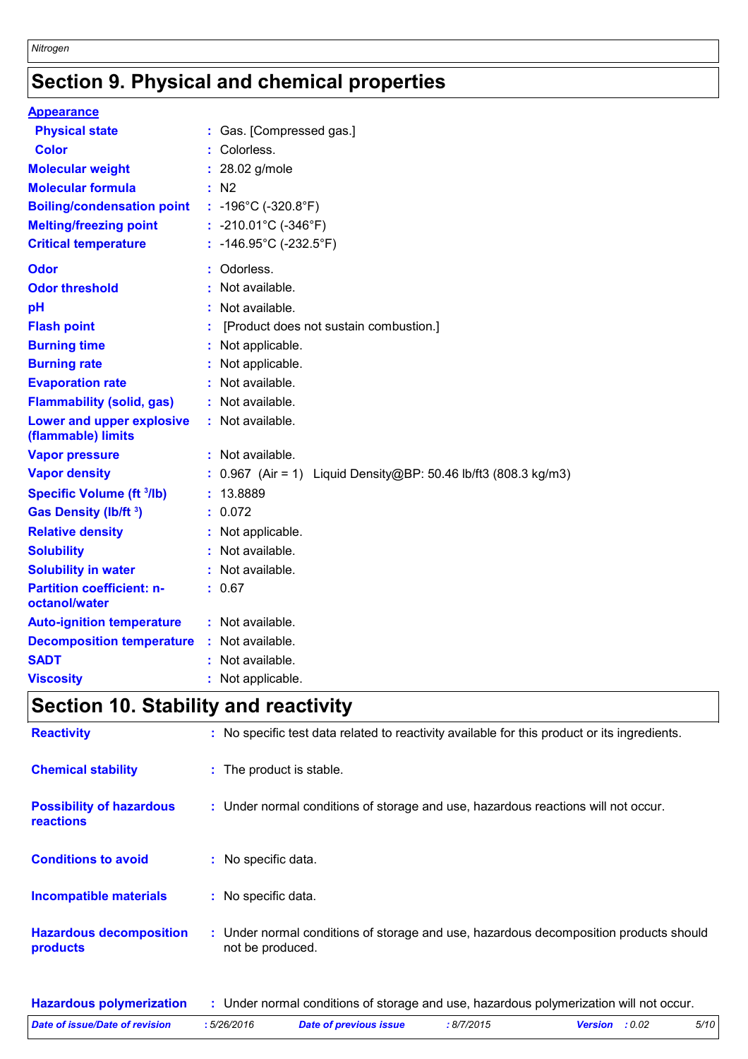## Section 9. Physical and chemical properties

**Appearance**

| | | |
|---|---|---|
| **Physical state** | : | Gas. [Compressed gas.] |
| **Color** | : | Colorless. |
| **Molecular weight** | : | 28.02 g/mole |
| **Molecular formula** | : | $N_2$ |
| **Boiling/condensation point** | : | -196°C (-320.8°F) |
| **Melting/freezing point** | : | -210.01°C (-346°F) |
| **Critical temperature** | : | -146.95°C (-232.5°F) |
| **Odor** | : | Odorless. |
| **Odor threshold** | : | Not available. |
| **pH** | : | Not available. |
| **Flash point** | : | [Product does not sustain combustion.] |
| **Burning time** | : | Not applicable. |
| **Burning rate** | : | Not applicable. |
| **Evaporation rate** | : | Not available. |
| **Flammability (solid, gas)** | : | Not available. |
| **Lower and upper explosive (flammable) limits** | : | Not available. |
| **Vapor pressure** | : | Not available. |
| **Vapor density** | : | 0.967 (Air = 1) Liquid Density@BP: 50.46 lb/ft3 (808.3 kg/m3) |
| **Specific Volume ($ft^3$/lb)** | : | 13.8889 |
| **Gas Density (lb/$ft^3$)** | : | 0.072 |
| **Relative density** | : | Not applicable. |
| **Solubility** | : | Not available. |
| **Solubility in water** | : | Not available. |
| **Partition coefficient: n-octanol/water** | : | 0.67 |
| **Auto-ignition temperature** | : | Not available. |
| **Decomposition temperature** | : | Not available. |
| **SADT** | : | Not available. |
| **Viscosity** | : | Not applicable. |

## Section 10. Stability and reactivity

| | | |
|---|---|---|
| **Reactivity** | : | No specific test data related to reactivity available for this product or its ingredients. |
| **Chemical stability** | : | The product is stable. |
| **Possibility of hazardous reactions** | : | Under normal conditions of storage and use, hazardous reactions will not occur. |
| **Conditions to avoid** | : | No specific data. |
| **Incompatible materials** | : | No specific data. |
| **Hazardous decomposition products** | : | Under normal conditions of storage and use, hazardous decomposition products should not be produced. |
| **Hazardous polymerization** | : | Under normal conditions of storage and use, hazardous polymerization will not occur. |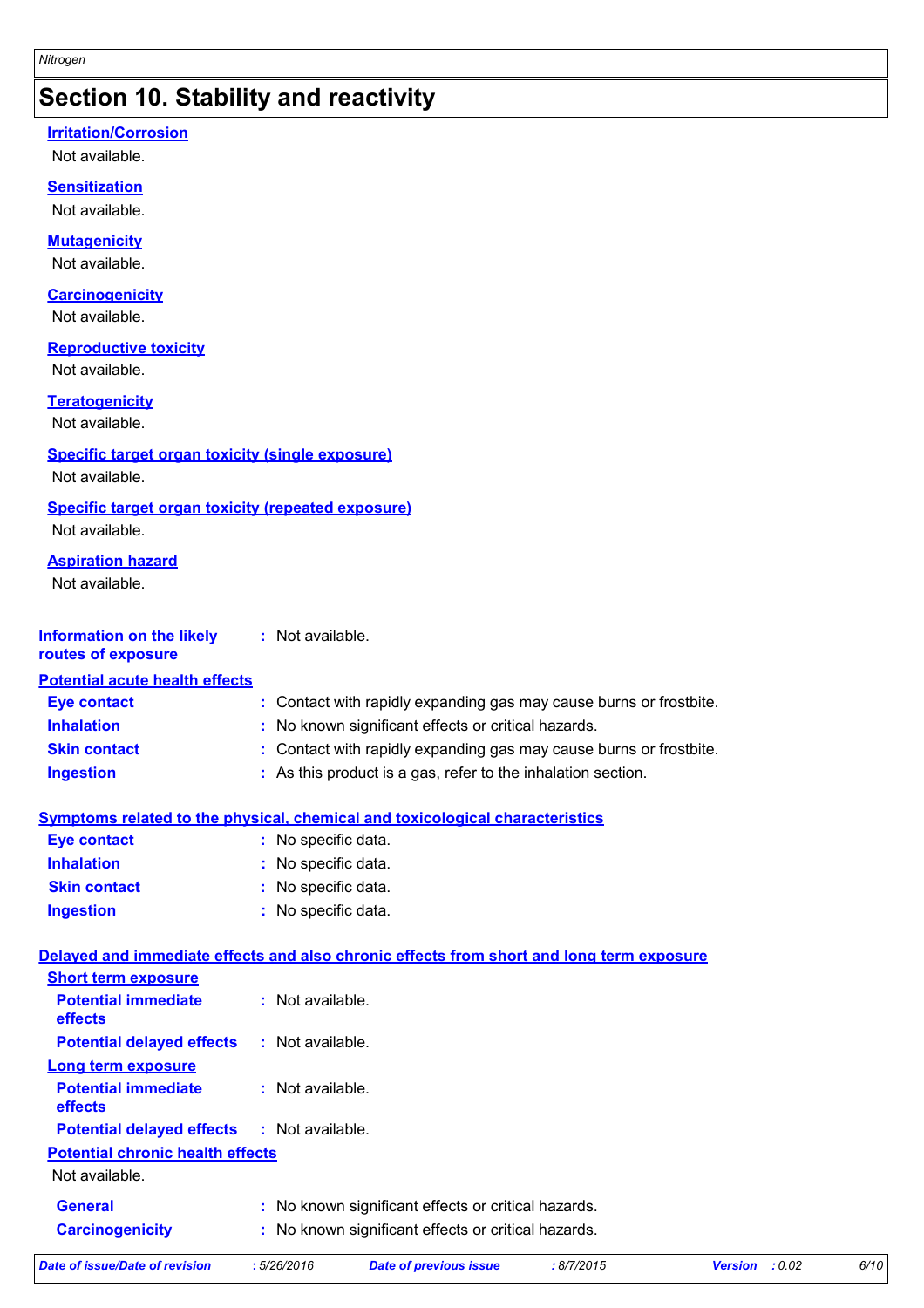# Section 10. Stability and reactivity

### Irritation/Corrosion

Not available.

### Sensitization

Not available.

### Mutagenicity

Not available.

### Carcinogenicity

Not available.

### Reproductive toxicity

Not available.

### Teratogenicity

Not available.

### Specific target organ toxicity (single exposure)

Not available.

### Specific target organ toxicity (repeated exposure)

Not available.

### Aspiration hazard

Not available.

**Information on the likely routes of exposure** : Not available.

### Potential acute health effects

**Eye contact** : Contact with rapidly expanding gas may cause burns or frostbite.

**Inhalation** : No known significant effects or critical hazards.

**Skin contact** : Contact with rapidly expanding gas may cause burns or frostbite.

**Ingestion** : As this product is a gas, refer to the inhalation section.

### Symptoms related to the physical, chemical and toxicological characteristics

**Eye contact** : No specific data.

**Inhalation** : No specific data.

**Skin contact** : No specific data.

**Ingestion** : No specific data.

### Delayed and immediate effects and also chronic effects from short and long term exposure

#### Short term exposure

**Potential immediate effects** : Not available.

**Potential delayed effects** : Not available.

#### Long term exposure

**Potential immediate effects** : Not available.

**Potential delayed effects** : Not available.

#### Potential chronic health effects

Not available.

**General** : No known significant effects or critical hazards.

**Carcinogenicity** : No known significant effects or critical hazards.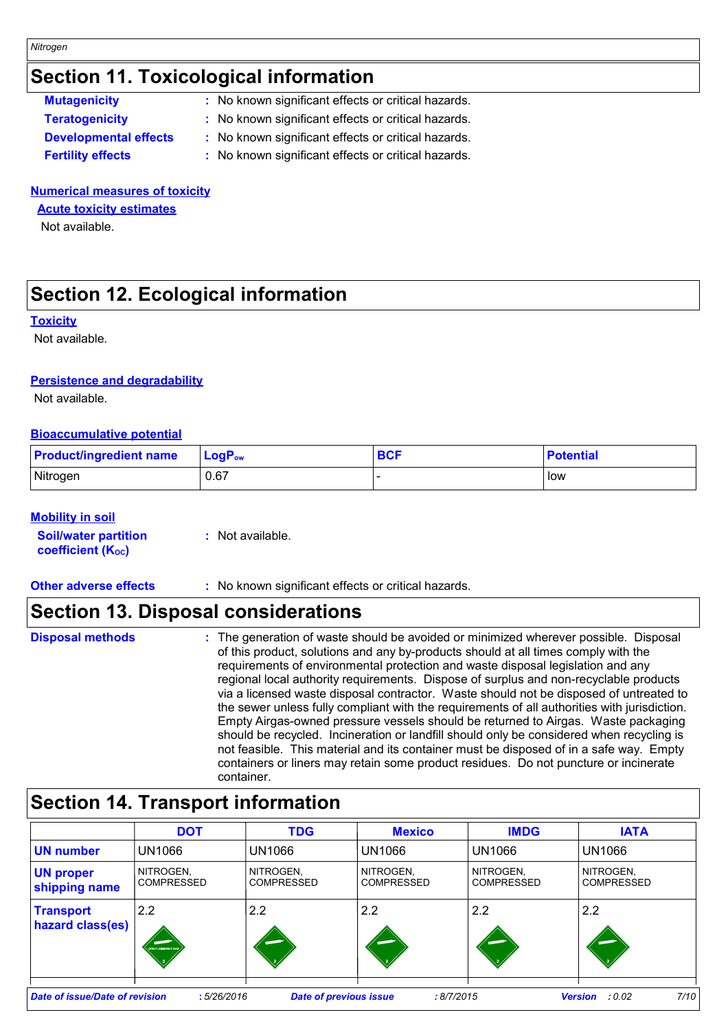## Section 11. Toxicological information

**Mutagenicity** : No known significant effects or critical hazards.

**Teratogenicity** : No known significant effects or critical hazards.

**Developmental effects** : No known significant effects or critical hazards.

**Fertility effects** : No known significant effects or critical hazards.

**Numerical measures of toxicity**

**Acute toxicity estimates**

Not available.

## Section 12. Ecological information

**Toxicity**

Not available.

**Persistence and degradability**

Not available.

**Bioaccumulative potential**

| Product/ingredient name | $LogP_{ow}$ | BCF | Potential |
|---|---|---|---|
| Nitrogen | 0.67 | - | low |

**Mobility in soil**

**Soil/water partition coefficient ($K_{OC}$)** : Not available.

**Other adverse effects** : No known significant effects or critical hazards.

## Section 13. Disposal considerations

**Disposal methods** : The generation of waste should be avoided or minimized wherever possible. Disposal of this product, solutions and any by-products should at all times comply with the requirements of environmental protection and waste disposal legislation and any regional local authority requirements. Dispose of surplus and non-recyclable products via a licensed waste disposal contractor. Waste should not be disposed of untreated to the sewer unless fully compliant with the requirements of all authorities with jurisdiction. Empty Airgas-owned pressure vessels should be returned to Airgas. Waste packaging should be recycled. Incineration or landfill should only be considered when recycling is not feasible. This material and its container must be disposed of in a safe way. Empty containers or liners may retain some product residues. Do not puncture or incinerate container.

## Section 14. Transport information

| | DOT | TDG | Mexico | IMDG | IATA |
|---|---|---|---|---|---|
| **UN number** | UN1066 | UN1066 | UN1066 | UN1066 | UN1066 |
| **UN proper shipping name** | NITROGEN, COMPRESSED | NITROGEN, COMPRESSED | NITROGEN, COMPRESSED | NITROGEN, COMPRESSED | NITROGEN, COMPRESSED |
| **Transport hazard class(es)** | 2.2 | 2.2 | 2.2 | 2.2 | 2.2 |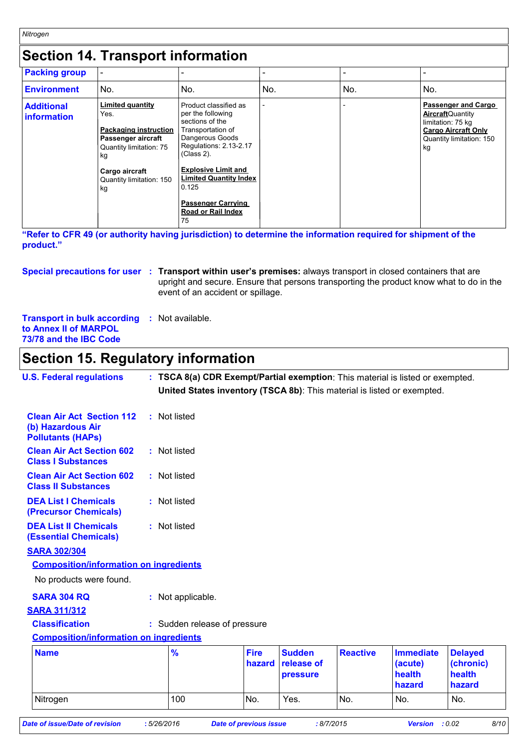# Section 14. Transport information

| Packing group | - | - | - | - | - |
|---|---|---|---|---|---|
| **Environment** | No. | No. | No. | No. | No. |
| **Additional information** | **Limited quantity** Yes. **Packaging instruction** **Passenger aircraft** Quantity limitation: 75 kg **Cargo aircraft** Quantity limitation: 150 kg | Product classified as per the following sections of the Transportation of Dangerous Goods Regulations: 2.13-2.17 (Class 2). **Explosive Limit and Limited Quantity Index** 0.125 **Passenger Carrying Road or Rail Index** 75 | - | - | **Passenger and Cargo Aircraft** Quantity limitation: 75 kg **Cargo Aircraft Only** Quantity limitation: 150 kg |

**"Refer to CFR 49 (or authority having jurisdiction) to determine the information required for shipment of the product."**

**Special precautions for user** : **Transport within user's premises:** always transport in closed containers that are upright and secure. Ensure that persons transporting the product know what to do in the event of an accident or spillage.

**Transport in bulk according to Annex II of MARPOL 73/78 and the IBC Code** : Not available.

# Section 15. Regulatory information

**U.S. Federal regulations** : **TSCA 8(a) CDR Exempt/Partial exemption**: This material is listed or exempted.
**United States inventory (TSCA 8b)**: This material is listed or exempted.

**Clean Air Act Section 112 (b) Hazardous Air Pollutants (HAPs)** : Not listed

**Clean Air Act Section 602 Class I Substances** : Not listed

**Clean Air Act Section 602 Class II Substances** : Not listed

**DEA List I Chemicals (Precursor Chemicals)** : Not listed

**DEA List II Chemicals (Essential Chemicals)** : Not listed

**SARA 302/304**

**Composition/information on ingredients**

No products were found.

**SARA 304 RQ** : Not applicable.

**SARA 311/312**

**Classification** : Sudden release of pressure

**Composition/information on ingredients**

| Name | % | Fire hazard | Sudden release of pressure | Reactive | Immediate (acute) health hazard | Delayed (chronic) health hazard |
|---|---|---|---|---|---|---|
| Nitrogen | 100 | No. | Yes. | No. | No. | No. |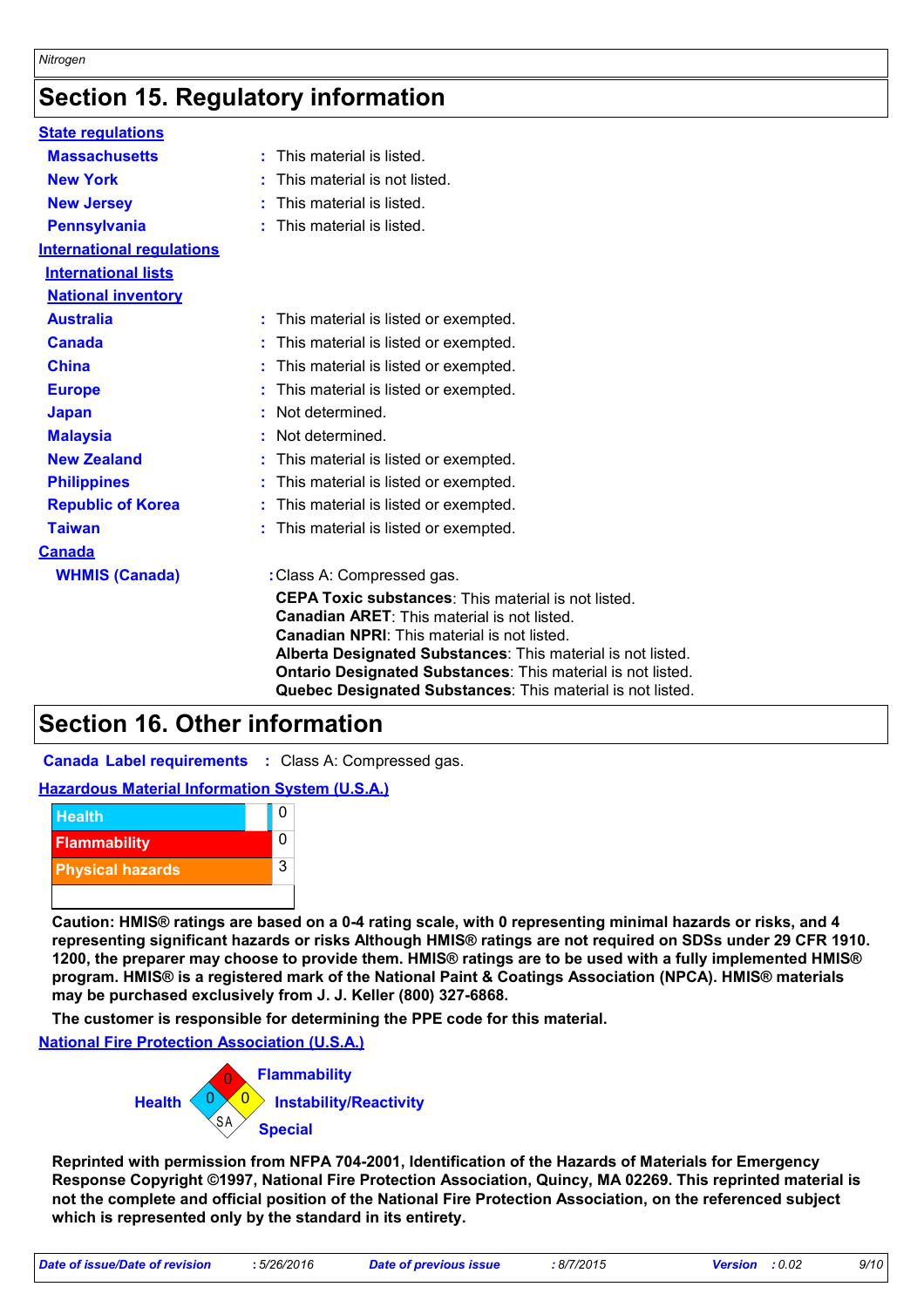## Section 15. Regulatory information

**State regulations**

| | |
|---|---|
| **Massachusetts** | : This material is listed. |
| **New York** | : This material is not listed. |
| **New Jersey** | : This material is listed. |
| **Pennsylvania** | : This material is listed. |

**International regulations**

**International lists**

**National inventory**

| | |
|---|---|
| **Australia** | : This material is listed or exempted. |
| **Canada** | : This material is listed or exempted. |
| **China** | : This material is listed or exempted. |
| **Europe** | : This material is listed or exempted. |
| **Japan** | : Not determined. |
| **Malaysia** | : Not determined. |
| **New Zealand** | : This material is listed or exempted. |
| **Philippines** | : This material is listed or exempted. |
| **Republic of Korea** | : This material is listed or exempted. |
| **Taiwan** | : This material is listed or exempted. |

**Canada**

**WHMIS (Canada)** : Class A: Compressed gas.

**CEPA Toxic substances**: This material is not listed.
**Canadian ARET**: This material is not listed.
**Canadian NPRI**: This material is not listed.
**Alberta Designated Substances**: This material is not listed.
**Ontario Designated Substances**: This material is not listed.
**Quebec Designated Substances**: This material is not listed.

## Section 16. Other information

**Canada Label requirements** : Class A: Compressed gas.

**Hazardous Material Information System (U.S.A.)**

| | |
|---|---|
| Health | 0 |
| Flammability | 0 |
| Physical hazards | 3 |

**Caution: HMIS® ratings are based on a 0-4 rating scale, with 0 representing minimal hazards or risks, and 4 representing significant hazards or risks Although HMIS® ratings are not required on SDSs under 29 CFR 1910. 1200, the preparer may choose to provide them. HMIS® ratings are to be used with a fully implemented HMIS® program. HMIS® is a registered mark of the National Paint & Coatings Association (NPCA). HMIS® materials may be purchased exclusively from J. J. Keller (800) 327-6868.**

**The customer is responsible for determining the PPE code for this material.**

**National Fire Protection Association (U.S.A.)**

| | |
|---|---|
| Health | 0 |
| Flammability | 0 |
| Instability/Reactivity | 0 |
| Special | SA |

**Reprinted with permission from NFPA 704-2001, Identification of the Hazards of Materials for Emergency Response Copyright ©1997, National Fire Protection Association, Quincy, MA 02269. This reprinted material is not the complete and official position of the National Fire Protection Association, on the referenced subject which is represented only by the standard in its entirety.**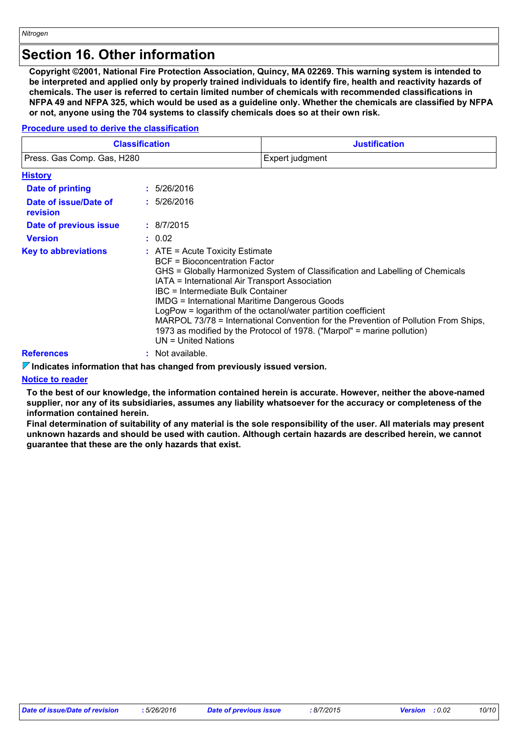# Section 16. Other information

**Copyright ©2001, National Fire Protection Association, Quincy, MA 02269. This warning system is intended to be interpreted and applied only by properly trained individuals to identify fire, health and reactivity hazards of chemicals. The user is referred to certain limited number of chemicals with recommended classifications in NFPA 49 and NFPA 325, which would be used as a guideline only. Whether the chemicals are classified by NFPA or not, anyone using the 704 systems to classify chemicals does so at their own risk.**

**Procedure used to derive the classification**

| Classification | Justification |
|---|---|
| Press. Gas Comp. Gas, H280 | Expert judgment |

**History**

**Date of printing** : 5/26/2016

**Date of issue/Date of revision** : 5/26/2016

**Date of previous issue** : 8/7/2015

**Version** : 0.02

**Key to abbreviations** : ATE = Acute Toxicity Estimate
BCF = Bioconcentration Factor
GHS = Globally Harmonized System of Classification and Labelling of Chemicals
IATA = International Air Transport Association
IBC = Intermediate Bulk Container
IMDG = International Maritime Dangerous Goods
LogPow = logarithm of the octanol/water partition coefficient
MARPOL 73/78 = International Convention for the Prevention of Pollution From Ships, 1973 as modified by the Protocol of 1978. ("Marpol" = marine pollution)
UN = United Nations

**References** : Not available.

**Indicates information that has changed from previously issued version.**

**Notice to reader**

**To the best of our knowledge, the information contained herein is accurate. However, neither the above-named supplier, nor any of its subsidiaries, assumes any liability whatsoever for the accuracy or completeness of the information contained herein.**

**Final determination of suitability of any material is the sole responsibility of the user. All materials may present unknown hazards and should be used with caution. Although certain hazards are described herein, we cannot guarantee that these are the only hazards that exist.**